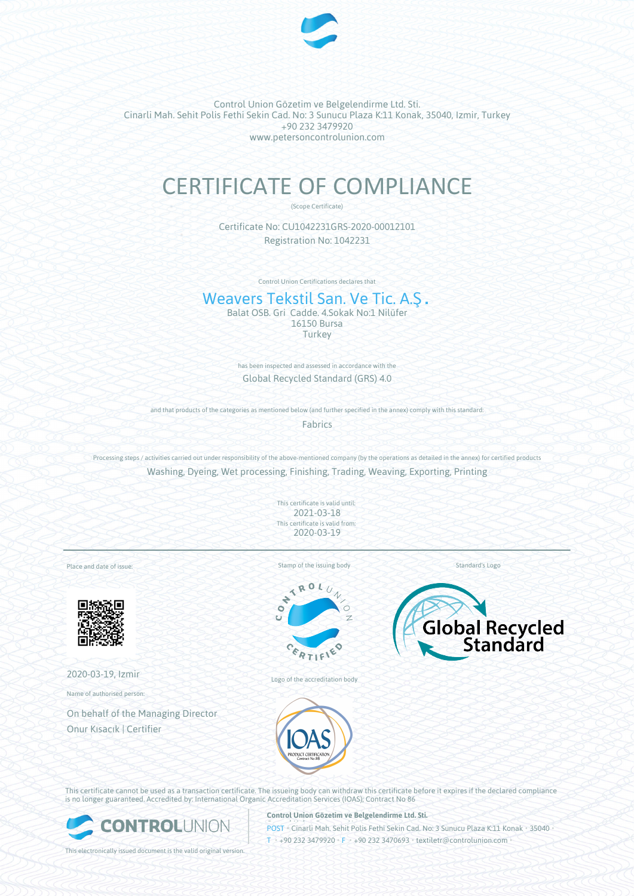Control Union Gözetim ve Belgelendirme Ltd. Sti.
Cinarli Mah. Sehit Polis Fethi Sekin Cad. No: 3 Sunucu Plaza K:11 Konak, 35040, Izmir, Turkey
+90 232 3479920
www.petersoncontrolunion.com

# CERTIFICATE OF COMPLIANCE

(Scope Certificate)

Certificate No: CU1042231GRS-2020-00012101
Registration No: 1042231

Control Union Certifications declares that

## Weavers Tekstil San. Ve Tic. A.Ş.

Balat OSB. Gri Cadde. 4.Sokak No:1 Nilüfer
16150 Bursa
Turkey

has been inspected and assessed in accordance with the

Global Recycled Standard (GRS) 4.0

and that products of the categories as mentioned below (and further specified in the annex) comply with this standard:

Fabrics

Processing steps / activities carried out under responsibility of the above-mentioned company (by the operations as detailed in the annex) for certified products

Washing, Dyeing, Wet processing, Finishing, Trading, Weaving, Exporting, Printing

This certificate is valid until:
2021-03-18
This certificate is valid from:
2020-03-19

Place and date of issue:

2020-03-19, Izmir

Name of authorised person:

On behalf of the Managing Director
Onur Kısacık | Certifier

Stamp of the issuing body

Logo of the accreditation body

Standard's Logo

This certificate cannot be used as a transaction certificate. The issueing body can withdraw this certificate before it expires if the declared compliance is no longer guaranteed. Accredited by: International Organic Accreditation Services (IOAS); Contract No 86

**Control Union Gözetim ve Belgelendirme Ltd. Sti.**
POST • Cinarli Mah. Sehit Polis Fethi Sekin Cad. No: 3 Sunucu Plaza K:11 Konak • 35040 •
T • +90 232 3479920 • F • +90 232 3470693 • textiletr@controlunion.com •

This electronically issued document is the valid original version.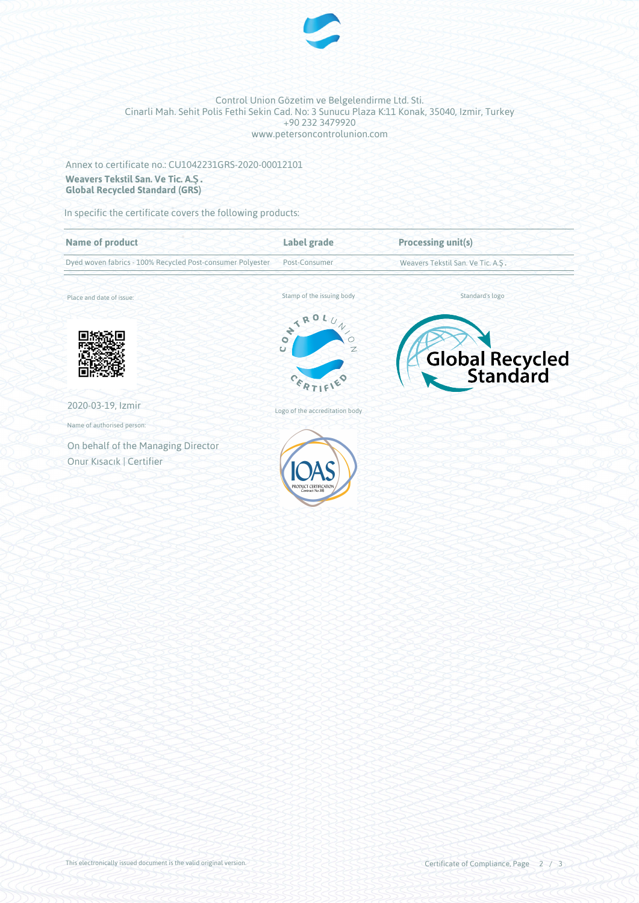Control Union Gözetim ve Belgelendirme Ltd. Sti.
Cinarli Mah. Sehit Polis Fethi Sekin Cad. No: 3 Sunucu Plaza K:11 Konak, 35040, Izmir, Turkey
+90 232 3479920
www.petersoncontrolunion.com

Annex to certificate no.: CU1042231GRS-2020-00012101

**Weavers Tekstil San. Ve Tic. A.Ş.**
**Global Recycled Standard (GRS)**

In specific the certificate covers the following products:

| Name of product | Label grade | Processing unit(s) |
|---|---|---|
| Dyed woven fabrics - 100% Recycled Post-consumer Polyester | Post-Consumer | Weavers Tekstil San. Ve Tic. A.Ş. |

Place and date of issue:

2020-03-19, Izmir

Name of authorised person:

On behalf of the Managing Director
Onur Kısacık | Certifier

Stamp of the issuing body

Standard's logo

Logo of the accreditation body

This electronically issued document is the valid original version.

Certificate of Compliance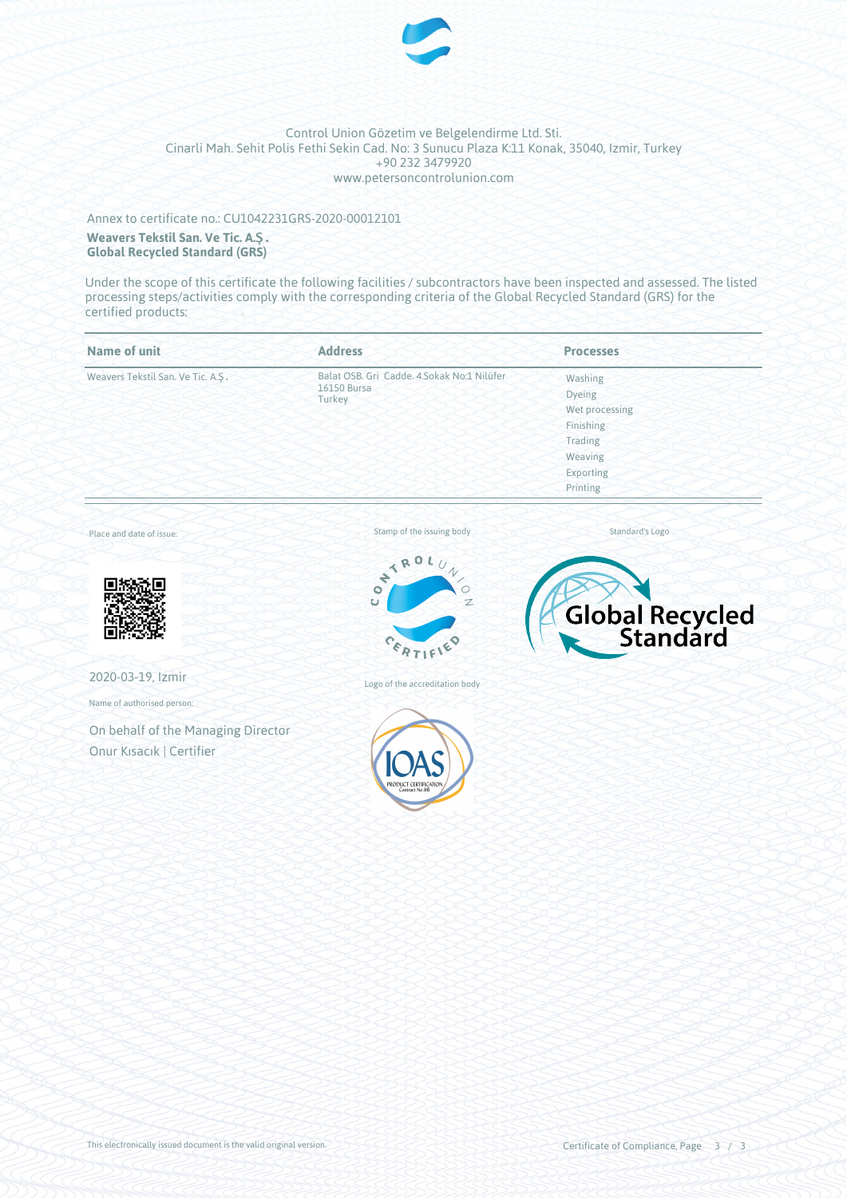Control Union Gözetim ve Belgelendirme Ltd. Sti.
Cinarli Mah. Sehit Polis Fethi Sekin Cad. No: 3 Sunucu Plaza K:11 Konak, 35040, Izmir, Turkey
+90 232 3479920
www.petersoncontrolunion.com

Annex to certificate no.: CU1042231GRS-2020-00012101

**Weavers Tekstil San. Ve Tic. A.Ş.**
**Global Recycled Standard (GRS)**

Under the scope of this certificate the following facilities / subcontractors have been inspected and assessed. The listed processing steps/activities comply with the corresponding criteria of the Global Recycled Standard (GRS) for the certified products:

| Name of unit | Address | Processes |
|---|---|---|
| Weavers Tekstil San. Ve Tic. A.Ş. | Balat OSB. Gri Cadde. 4.Sokak No:1 Nilüfer<br>16150 Bursa<br>Turkey | Washing<br>Dyeing<br>Wet processing<br>Finishing<br>Trading<br>Weaving<br>Exporting<br>Printing |

Place and date of issue:

2020-03-19, Izmir

Name of authorised person:

On behalf of the Managing Director
Onur Kısacık | Certifier

Stamp of the issuing body

Logo of the accreditation body

Standard's Logo

This electronically issued document is the valid original version.